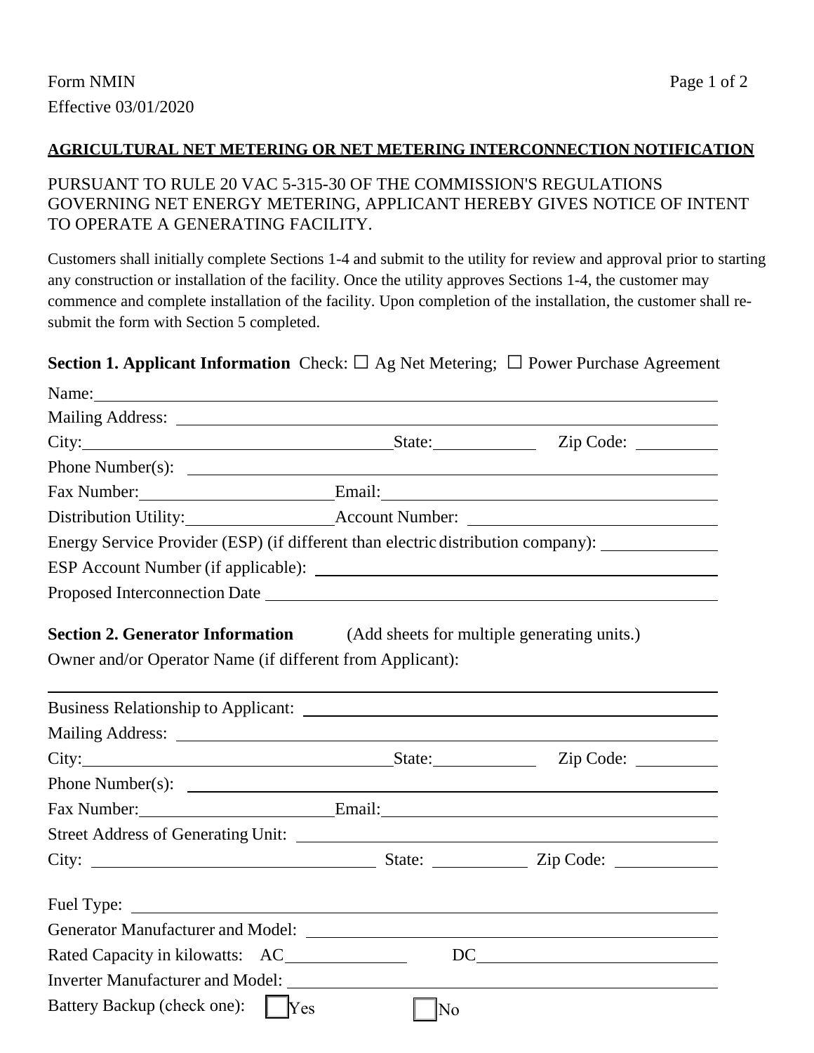Form NMIN
Effective 03/01/2020

**AGRICULTURAL NET METERING OR NET METERING INTERCONNECTION NOTIFICATION**

PURSUANT TO RULE 20 VAC 5-315-30 OF THE COMMISSION'S REGULATIONS GOVERNING NET ENERGY METERING, APPLICANT HEREBY GIVES NOTICE OF INTENT TO OPERATE A GENERATING FACILITY.

Customers shall initially complete Sections 1-4 and submit to the utility for review and approval prior to starting any construction or installation of the facility. Once the utility approves Sections 1-4, the customer may commence and complete installation of the facility. Upon completion of the installation, the customer shall re-submit the form with Section 5 completed.

**Section 1. Applicant Information** Check: ☐ Ag Net Metering; ☐ Power Purchase Agreement

Name: ______________________________

Mailing Address: ______________________________

City: ______________ State: ________ Zip Code: ________

Phone Number(s): ______________________________

Fax Number: ______________ Email: ______________

Distribution Utility: ______________ Account Number: ______________

Energy Service Provider (ESP) (if different than electric distribution company): ______________

ESP Account Number (if applicable): ______________________________

Proposed Interconnection Date ______________________________

**Section 2. Generator Information** (Add sheets for multiple generating units.)

Owner and/or Operator Name (if different from Applicant):

______________________________

Business Relationship to Applicant: ______________________________

Mailing Address: ______________________________

City: ______________ State: ________ Zip Code: ________

Phone Number(s): ______________________________

Fax Number: ______________ Email: ______________

Street Address of Generating Unit: ______________________________

City: ______________ State: ________ Zip Code: ________

Fuel Type: ______________________________

Generator Manufacturer and Model: ______________________________

Rated Capacity in kilowatts: AC ______________ DC ______________

Inverter Manufacturer and Model: ______________________________

Battery Backup (check one): ☐ Yes ☐ No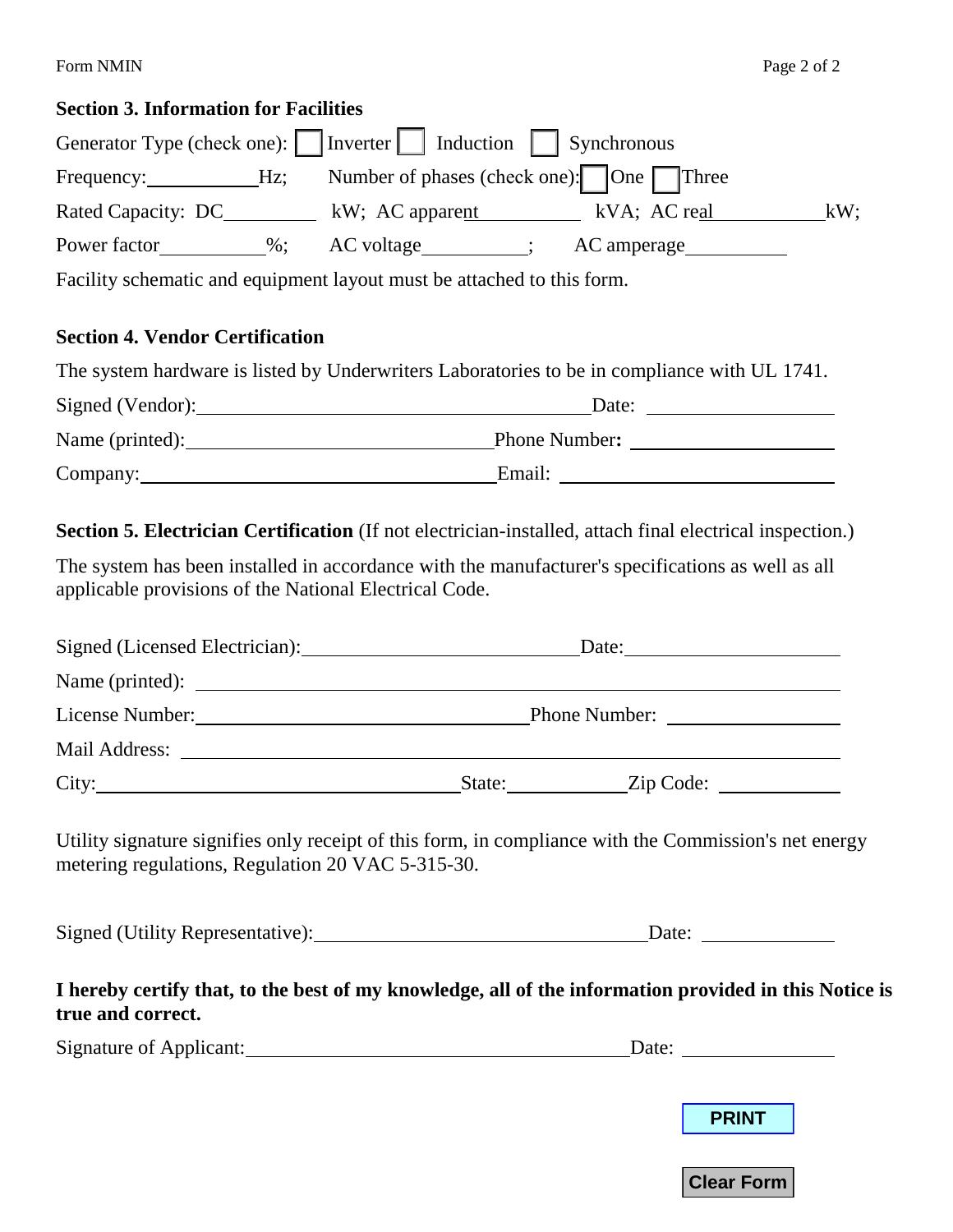## Section 3. Information for Facilities

Generator Type (check one): ☐ Inverter ☐ Induction ☐ Synchronous

Frequency: __________ Hz; Number of phases (check one): ☐ One ☐ Three

Rated Capacity: DC __________ kW; AC apparent __________ kVA; AC real __________ kW;

Power factor __________ %; AC voltage __________; AC amperage __________

Facility schematic and equipment layout must be attached to this form.

## Section 4. Vendor Certification

The system hardware is listed by Underwriters Laboratories to be in compliance with UL 1741.

Signed (Vendor): ______________________________ Date: ______________

Name (printed): ______________________________ Phone Number: ______________

Company: ______________________________ Email: ______________

## Section 5. Electrician Certification (If not electrician-installed, attach final electrical inspection.)

The system has been installed in accordance with the manufacturer's specifications as well as all applicable provisions of the National Electrical Code.

Signed (Licensed Electrician): ______________________________ Date: ______________

Name (printed): ______________________________

License Number: ______________________________ Phone Number: ______________

Mail Address: ______________________________

City: ______________________________ State: __________ Zip Code: __________

Utility signature signifies only receipt of this form, in compliance with the Commission's net energy metering regulations, Regulation 20 VAC 5-315-30.

Signed (Utility Representative): ______________________________ Date: ______________

**I hereby certify that, to the best of my knowledge, all of the information provided in this Notice is true and correct.**

Signature of Applicant: ______________________________ Date: ______________

PRINT

Clear Form